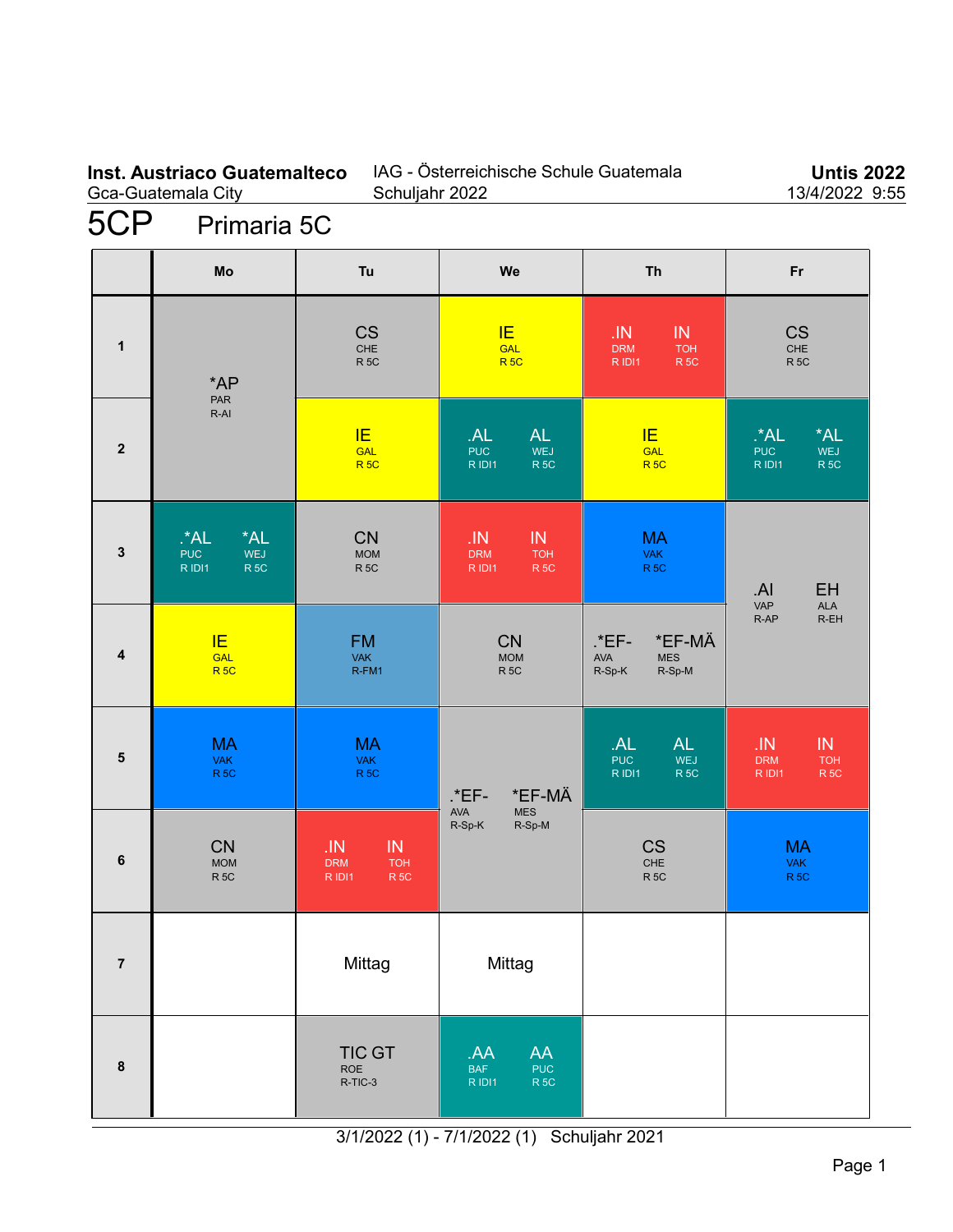**Inst. Austriaco Guatemalteco**
Gca-Guatemala City

IAG - Österreichische Schule Guatemala
Schuljahr 2022

**Untis 2022**
13/4/2022 9:55

# 5CP Primaria 5C

| | Mo | Tu | We | Th | Fr |
|---|---|---|---|---|---|
| 1 | *AP PAR R-AI | CS CHE R 5C | IE GAL R 5C | .IN DRM R IDI1 / IN TOH R 5C | CS CHE R 5C |
| 2 | *AP PAR R-AI | IE GAL R 5C | .AL PUC R IDI1 / AL WEJ R 5C | IE GAL R 5C | .*AL PUC R IDI1 / *AL WEJ R 5C |
| 3 | .*AL PUC R IDI1 / *AL WEJ R 5C | CN MOM R 5C | .IN DRM R IDI1 / IN TOH R 5C | MA VAK R 5C | .AI VAP R-AP / EH ALA R-EH |
| 4 | IE GAL R 5C | FM VAK R-FM1 | CN MOM R 5C | .*EF- AVA R-Sp-K / *EF-MÄ MES R-Sp-M | .AI VAP R-AP / EH ALA R-EH |
| 5 | MA VAK R 5C | MA VAK R 5C | .*EF- AVA R-Sp-K / *EF-MÄ MES R-Sp-M | .AL PUC R IDI1 / AL WEJ R 5C | .IN DRM R IDI1 / IN TOH R 5C |
| 6 | CN MOM R 5C | .IN DRM R IDI1 / IN TOH R 5C | .*EF- AVA R-Sp-K / *EF-MÄ MES R-Sp-M | CS CHE R 5C | MA VAK R 5C |
| 7 | | Mittag | Mittag | | |
| 8 | | TIC GT ROE R-TIC-3 | .AA BAF R IDI1 / AA PUC R 5C | | |

3/1/2022 (1) - 7/1/2022 (1) Schuljahr 2021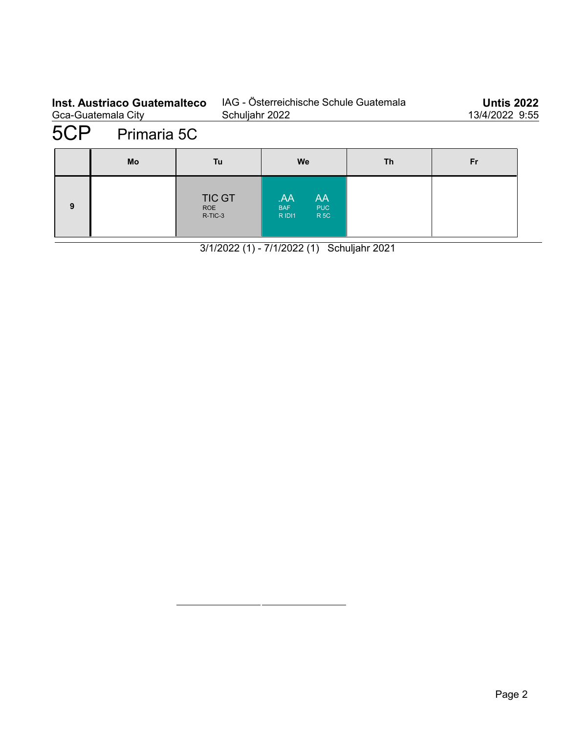**Inst. Austriaco Guatemalteco** IAG - Österreichische Schule Guatemala **Untis 2022**
Gca-Guatemala City Schuljahr 2022 13/4/2022 9:55

# 5CP Primaria 5C

| | Mo | Tu | We | Th | Fr |
|---|---|---|---|---|---|
| 9 | | TIC GT<br>ROE<br>R-TIC-3 | .AA BAF R IDI1<br>AA PUC R 5C | | |

3/1/2022 (1) - 7/1/2022 (1) Schuljahr 2021